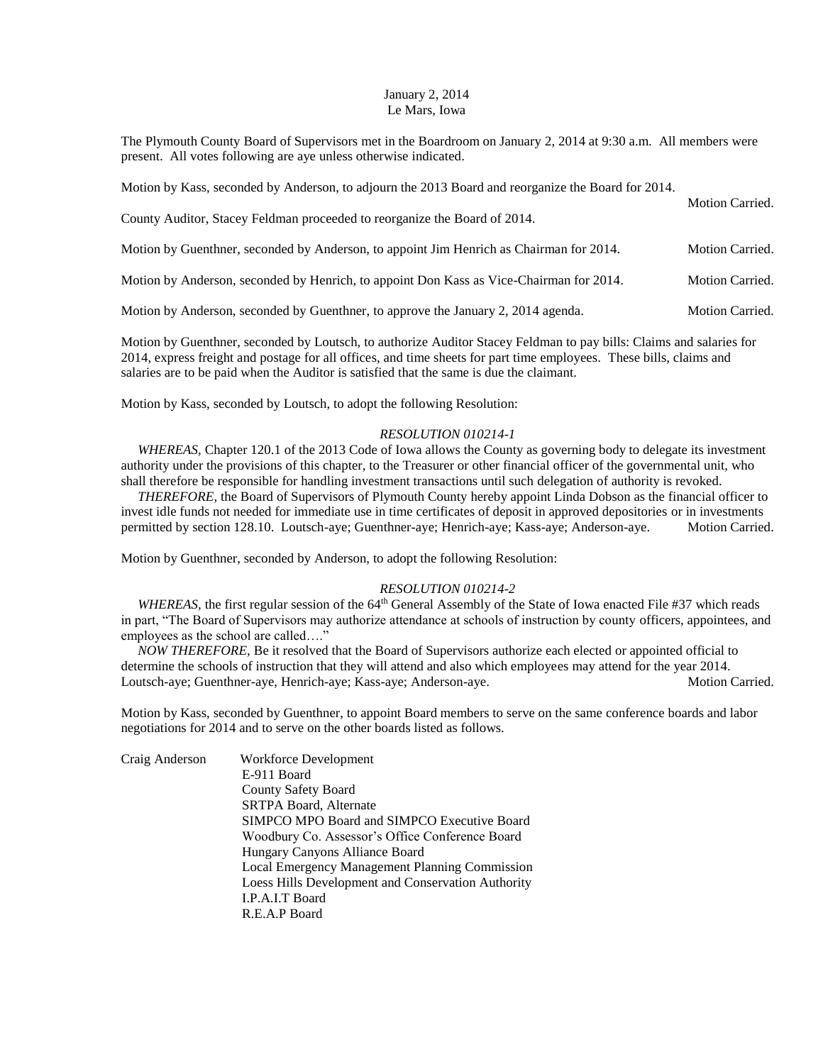January 2, 2014
Le Mars, Iowa

The Plymouth County Board of Supervisors met in the Boardroom on January 2, 2014 at 9:30 a.m. All members were present. All votes following are aye unless otherwise indicated.

Motion by Kass, seconded by Anderson, to adjourn the 2013 Board and reorganize the Board for 2014. Motion Carried.

County Auditor, Stacey Feldman proceeded to reorganize the Board of 2014.

Motion by Guenthner, seconded by Anderson, to appoint Jim Henrich as Chairman for 2014. Motion Carried.

Motion by Anderson, seconded by Henrich, to appoint Don Kass as Vice-Chairman for 2014. Motion Carried.

Motion by Anderson, seconded by Guenthner, to approve the January 2, 2014 agenda. Motion Carried.

Motion by Guenthner, seconded by Loutsch, to authorize Auditor Stacey Feldman to pay bills: Claims and salaries for 2014, express freight and postage for all offices, and time sheets for part time employees. These bills, claims and salaries are to be paid when the Auditor is satisfied that the same is due the claimant.

Motion by Kass, seconded by Loutsch, to adopt the following Resolution:

*RESOLUTION 010214-1*

*WHEREAS,* Chapter 120.1 of the 2013 Code of Iowa allows the County as governing body to delegate its investment authority under the provisions of this chapter, to the Treasurer or other financial officer of the governmental unit, who shall therefore be responsible for handling investment transactions until such delegation of authority is revoked.

*THEREFORE,* the Board of Supervisors of Plymouth County hereby appoint Linda Dobson as the financial officer to invest idle funds not needed for immediate use in time certificates of deposit in approved depositories or in investments permitted by section 128.10. Loutsch-aye; Guenthner-aye; Henrich-aye; Kass-aye; Anderson-aye. Motion Carried.

Motion by Guenthner, seconded by Anderson, to adopt the following Resolution:

*RESOLUTION 010214-2*

*WHEREAS,* the first regular session of the 64th General Assembly of the State of Iowa enacted File #37 which reads in part, "The Board of Supervisors may authorize attendance at schools of instruction by county officers, appointees, and employees as the school are called…."

*NOW THEREFORE,* Be it resolved that the Board of Supervisors authorize each elected or appointed official to determine the schools of instruction that they will attend and also which employees may attend for the year 2014. Loutsch-aye; Guenthner-aye, Henrich-aye; Kass-aye; Anderson-aye. Motion Carried.

Motion by Kass, seconded by Guenthner, to appoint Board members to serve on the same conference boards and labor negotiations for 2014 and to serve on the other boards listed as follows.

Craig Anderson
- Workforce Development
- E-911 Board
- County Safety Board
- SRTPA Board, Alternate
- SIMPCO MPO Board and SIMPCO Executive Board
- Woodbury Co. Assessor's Office Conference Board
- Hungary Canyons Alliance Board
- Local Emergency Management Planning Commission
- Loess Hills Development and Conservation Authority
- I.P.A.I.T Board
- R.E.A.P Board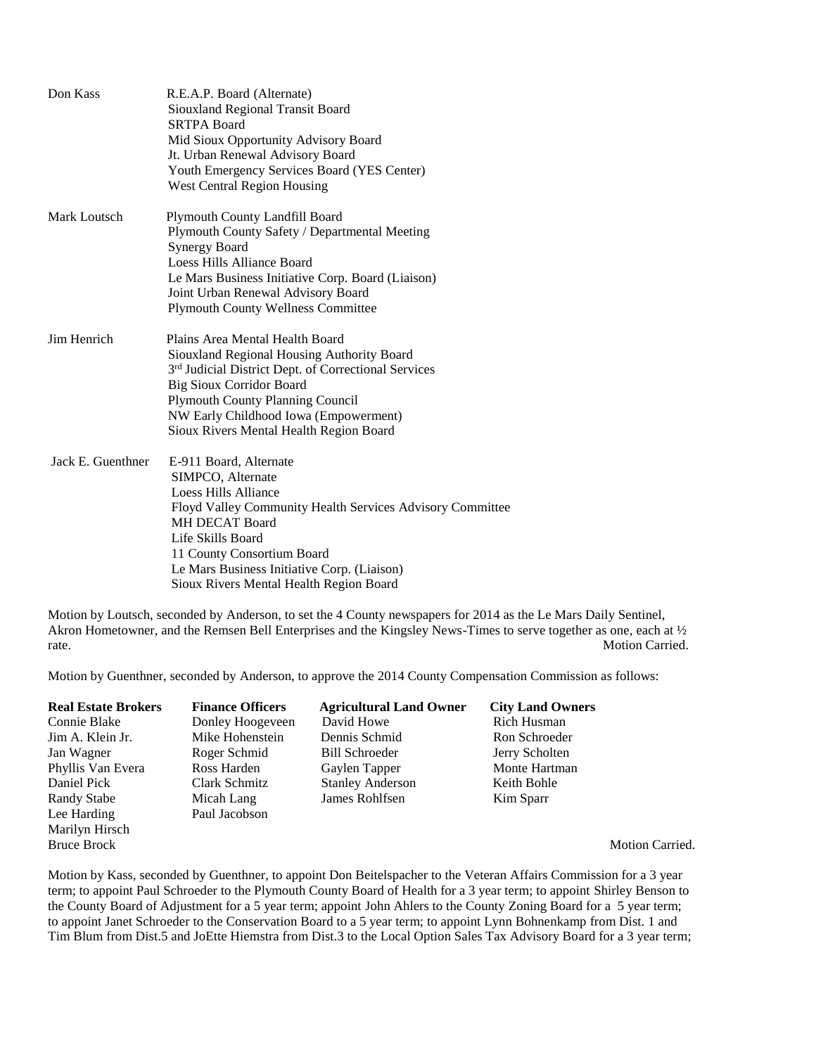| | |
|---|---|
| Don Kass | R.E.A.P. Board (Alternate)<br>Siouxland Regional Transit Board<br>SRTPA Board<br>Mid Sioux Opportunity Advisory Board<br>Jt. Urban Renewal Advisory Board<br>Youth Emergency Services Board (YES Center)<br>West Central Region Housing |
| Mark Loutsch | Plymouth County Landfill Board<br>Plymouth County Safety / Departmental Meeting<br>Synergy Board<br>Loess Hills Alliance Board<br>Le Mars Business Initiative Corp. Board (Liaison)<br>Joint Urban Renewal Advisory Board<br>Plymouth County Wellness Committee |
| Jim Henrich | Plains Area Mental Health Board<br>Siouxland Regional Housing Authority Board<br>3rd Judicial District Dept. of Correctional Services<br>Big Sioux Corridor Board<br>Plymouth County Planning Council<br>NW Early Childhood Iowa (Empowerment)<br>Sioux Rivers Mental Health Region Board |
| Jack E. Guenthner | E-911 Board, Alternate<br>SIMPCO, Alternate<br>Loess Hills Alliance<br>Floyd Valley Community Health Services Advisory Committee<br>MH DECAT Board<br>Life Skills Board<br>11 County Consortium Board<br>Le Mars Business Initiative Corp. (Liaison)<br>Sioux Rivers Mental Health Region Board |

Motion by Loutsch, seconded by Anderson, to set the 4 County newspapers for 2014 as the Le Mars Daily Sentinel, Akron Hometowner, and the Remsen Bell Enterprises and the Kingsley News-Times to serve together as one, each at ½ rate. Motion Carried.

Motion by Guenthner, seconded by Anderson, to approve the 2014 County Compensation Commission as follows:

| **Real Estate Brokers** | **Finance Officers** | **Agricultural Land Owner** | **City Land Owners** |
|---|---|---|---|
| Connie Blake | Donley Hoogeveen | David Howe | Rich Husman |
| Jim A. Klein Jr. | Mike Hohenstein | Dennis Schmid | Ron Schroeder |
| Jan Wagner | Roger Schmid | Bill Schroeder | Jerry Scholten |
| Phyllis Van Evera | Ross Harden | Gaylen Tapper | Monte Hartman |
| Daniel Pick | Clark Schmitz | Stanley Anderson | Keith Bohle |
| Randy Stabe | Micah Lang | James Rohlfsen | Kim Sparr |
| Lee Harding | Paul Jacobson | | |
| Marilyn Hirsch | | | |
| Bruce Brock | | | |

Motion Carried.

Motion by Kass, seconded by Guenthner, to appoint Don Beitelspacher to the Veteran Affairs Commission for a 3 year term; to appoint Paul Schroeder to the Plymouth County Board of Health for a 3 year term; to appoint Shirley Benson to the County Board of Adjustment for a 5 year term; appoint John Ahlers to the County Zoning Board for a 5 year term; to appoint Janet Schroeder to the Conservation Board to a 5 year term; to appoint Lynn Bohnenkamp from Dist. 1 and Tim Blum from Dist.5 and JoEtte Hiemstra from Dist.3 to the Local Option Sales Tax Advisory Board for a 3 year term;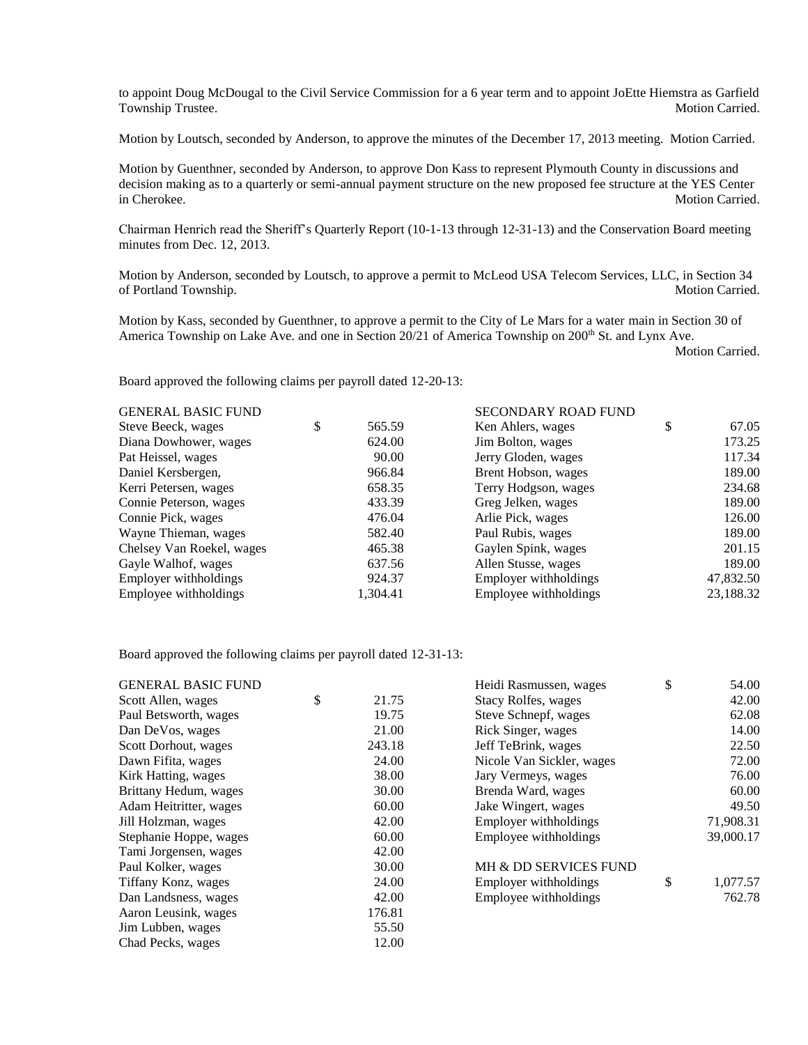to appoint Doug McDougal to the Civil Service Commission for a 6 year term and to appoint JoEtte Hiemstra as Garfield Township Trustee. Motion Carried.

Motion by Loutsch, seconded by Anderson, to approve the minutes of the December 17, 2013 meeting. Motion Carried.

Motion by Guenthner, seconded by Anderson, to approve Don Kass to represent Plymouth County in discussions and decision making as to a quarterly or semi-annual payment structure on the new proposed fee structure at the YES Center in Cherokee. Motion Carried.

Chairman Henrich read the Sheriff's Quarterly Report (10-1-13 through 12-31-13) and the Conservation Board meeting minutes from Dec. 12, 2013.

Motion by Anderson, seconded by Loutsch, to approve a permit to McLeod USA Telecom Services, LLC, in Section 34 of Portland Township. Motion Carried.

Motion by Kass, seconded by Guenthner, to approve a permit to the City of Le Mars for a water main in Section 30 of America Township on Lake Ave. and one in Section 20/21 of America Township on 200th St. and Lynx Ave. Motion Carried.

Board approved the following claims per payroll dated 12-20-13:

| GENERAL BASIC FUND | |
|---|---|
| Steve Beeck, wages | $ 565.59 |
| Diana Dowhower, wages | 624.00 |
| Pat Heissel, wages | 90.00 |
| Daniel Kersbergen, | 966.84 |
| Kerri Petersen, wages | 658.35 |
| Connie Peterson, wages | 433.39 |
| Connie Pick, wages | 476.04 |
| Wayne Thieman, wages | 582.40 |
| Chelsey Van Roekel, wages | 465.38 |
| Gayle Walhof, wages | 637.56 |
| Employer withholdings | 924.37 |
| Employee withholdings | 1,304.41 |

| SECONDARY ROAD FUND | |
|---|---|
| Ken Ahlers, wages | $ 67.05 |
| Jim Bolton, wages | 173.25 |
| Jerry Gloden, wages | 117.34 |
| Brent Hobson, wages | 189.00 |
| Terry Hodgson, wages | 234.68 |
| Greg Jelken, wages | 189.00 |
| Arlie Pick, wages | 126.00 |
| Paul Rubis, wages | 189.00 |
| Gaylen Spink, wages | 201.15 |
| Allen Stusse, wages | 189.00 |
| Employer withholdings | 47,832.50 |
| Employee withholdings | 23,188.32 |

Board approved the following claims per payroll dated 12-31-13:

| GENERAL BASIC FUND | |
|---|---|
| Scott Allen, wages | $ 21.75 |
| Paul Betsworth, wages | 19.75 |
| Dan DeVos, wages | 21.00 |
| Scott Dorhout, wages | 243.18 |
| Dawn Fifita, wages | 24.00 |
| Kirk Hatting, wages | 38.00 |
| Brittany Hedum, wages | 30.00 |
| Adam Heitritter, wages | 60.00 |
| Jill Holzman, wages | 42.00 |
| Stephanie Hoppe, wages | 60.00 |
| Tami Jorgensen, wages | 42.00 |
| Paul Kolker, wages | 30.00 |
| Tiffany Konz, wages | 24.00 |
| Dan Landsness, wages | 42.00 |
| Aaron Leusink, wages | 176.81 |
| Jim Lubben, wages | 55.50 |
| Chad Pecks, wages | 12.00 |
| Heidi Rasmussen, wages | $ 54.00 |
| Stacy Rolfes, wages | 42.00 |
| Steve Schnepf, wages | 62.08 |
| Rick Singer, wages | 14.00 |
| Jeff TeBrink, wages | 22.50 |
| Nicole Van Sickler, wages | 72.00 |
| Jary Vermeys, wages | 76.00 |
| Brenda Ward, wages | 60.00 |
| Jake Wingert, wages | 49.50 |
| Employer withholdings | 71,908.31 |
| Employee withholdings | 39,000.17 |

| MH & DD SERVICES FUND | |
|---|---|
| Employer withholdings | $ 1,077.57 |
| Employee withholdings | 762.78 |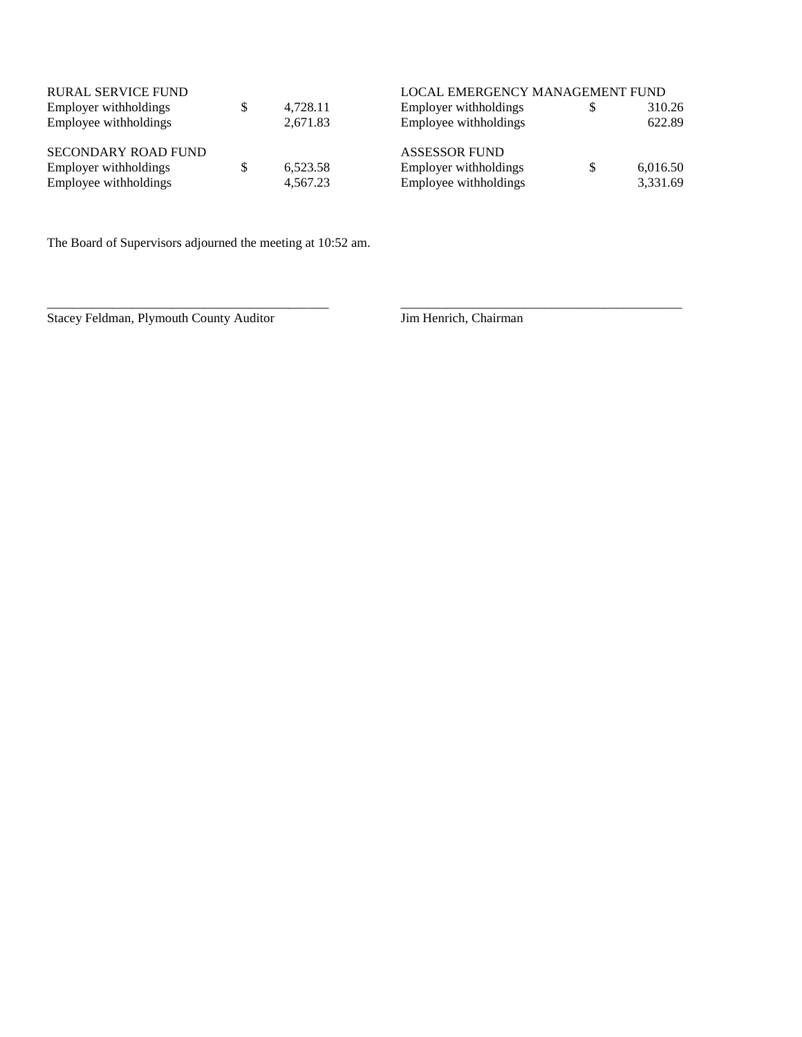| | | |
|---|---|---|
| RURAL SERVICE FUND | | |
| Employer withholdings | $ | 4,728.11 |
| Employee withholdings | | 2,671.83 |
| SECONDARY ROAD FUND | | |
| Employer withholdings | $ | 6,523.58 |
| Employee withholdings | | 4,567.23 |

| | | |
|---|---|---|
| LOCAL EMERGENCY MANAGEMENT FUND | | |
| Employer withholdings | $ | 310.26 |
| Employee withholdings | | 622.89 |
| ASSESSOR FUND | | |
| Employer withholdings | $ | 6,016.50 |
| Employee withholdings | | 3,331.69 |

The Board of Supervisors adjourned the meeting at 10:52 am.

\_\_\_\_\_\_\_\_\_\_\_\_\_\_\_\_\_\_\_\_\_\_\_\_\_\_\_\_\_\_\_\_\_\_\_\_\_\_\_\_\_\_\_\_
Stacey Feldman, Plymouth County Auditor

\_\_\_\_\_\_\_\_\_\_\_\_\_\_\_\_\_\_\_\_\_\_\_\_\_\_\_\_\_\_\_\_\_\_\_\_\_\_\_\_\_\_\_\_
Jim Henrich, Chairman